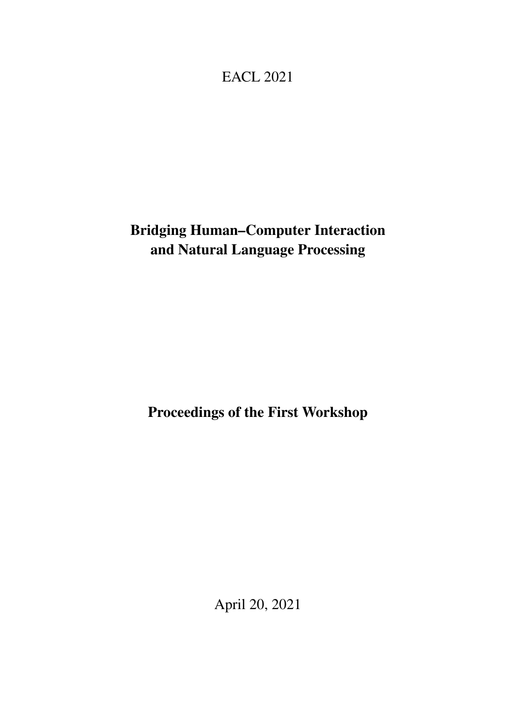EACL 2021

# Bridging Human–Computer Interaction and Natural Language Processing

## Proceedings of the First Workshop

April 20, 2021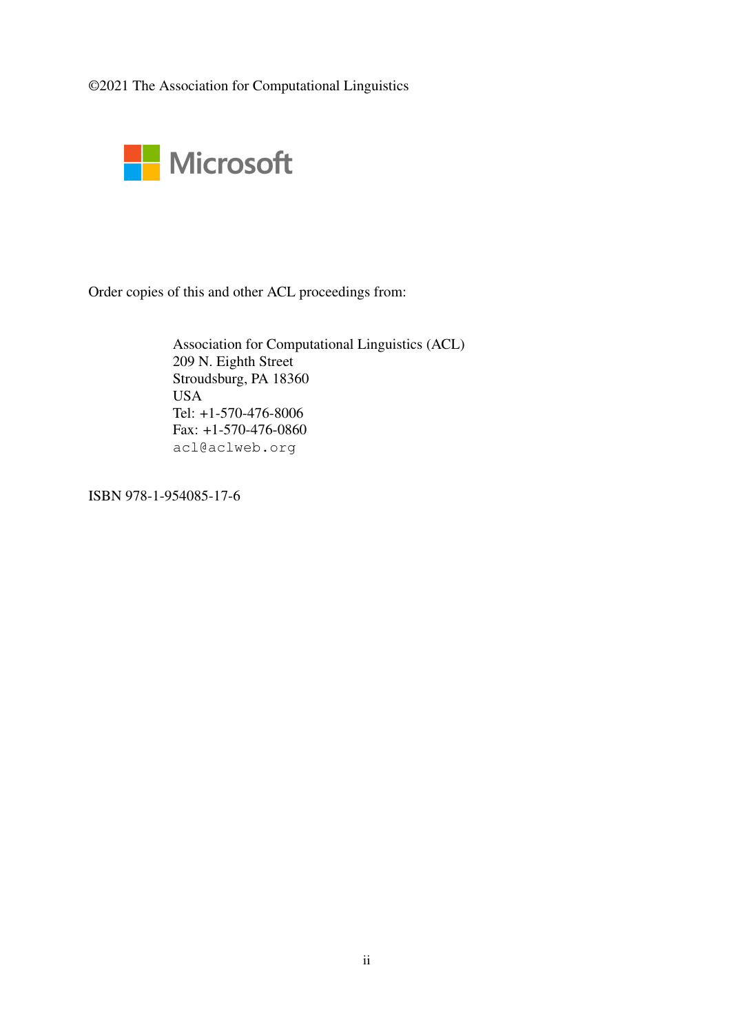©2021 The Association for Computational Linguistics

Order copies of this and other ACL proceedings from:

Association for Computational Linguistics (ACL)
209 N. Eighth Street
Stroudsburg, PA 18360
USA
Tel: +1-570-476-8006
Fax: +1-570-476-0860
acl@aclweb.org

ISBN 978-1-954085-17-6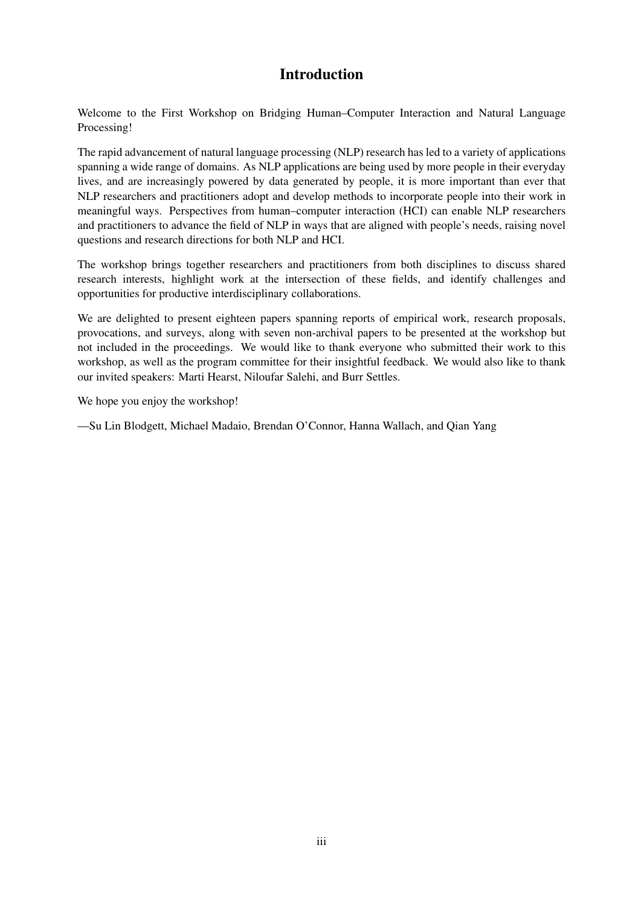# Introduction

Welcome to the First Workshop on Bridging Human–Computer Interaction and Natural Language Processing!

The rapid advancement of natural language processing (NLP) research has led to a variety of applications spanning a wide range of domains. As NLP applications are being used by more people in their everyday lives, and are increasingly powered by data generated by people, it is more important than ever that NLP researchers and practitioners adopt and develop methods to incorporate people into their work in meaningful ways. Perspectives from human–computer interaction (HCI) can enable NLP researchers and practitioners to advance the field of NLP in ways that are aligned with people's needs, raising novel questions and research directions for both NLP and HCI.

The workshop brings together researchers and practitioners from both disciplines to discuss shared research interests, highlight work at the intersection of these fields, and identify challenges and opportunities for productive interdisciplinary collaborations.

We are delighted to present eighteen papers spanning reports of empirical work, research proposals, provocations, and surveys, along with seven non-archival papers to be presented at the workshop but not included in the proceedings. We would like to thank everyone who submitted their work to this workshop, as well as the program committee for their insightful feedback. We would also like to thank our invited speakers: Marti Hearst, Niloufar Salehi, and Burr Settles.

We hope you enjoy the workshop!

—Su Lin Blodgett, Michael Madaio, Brendan O'Connor, Hanna Wallach, and Qian Yang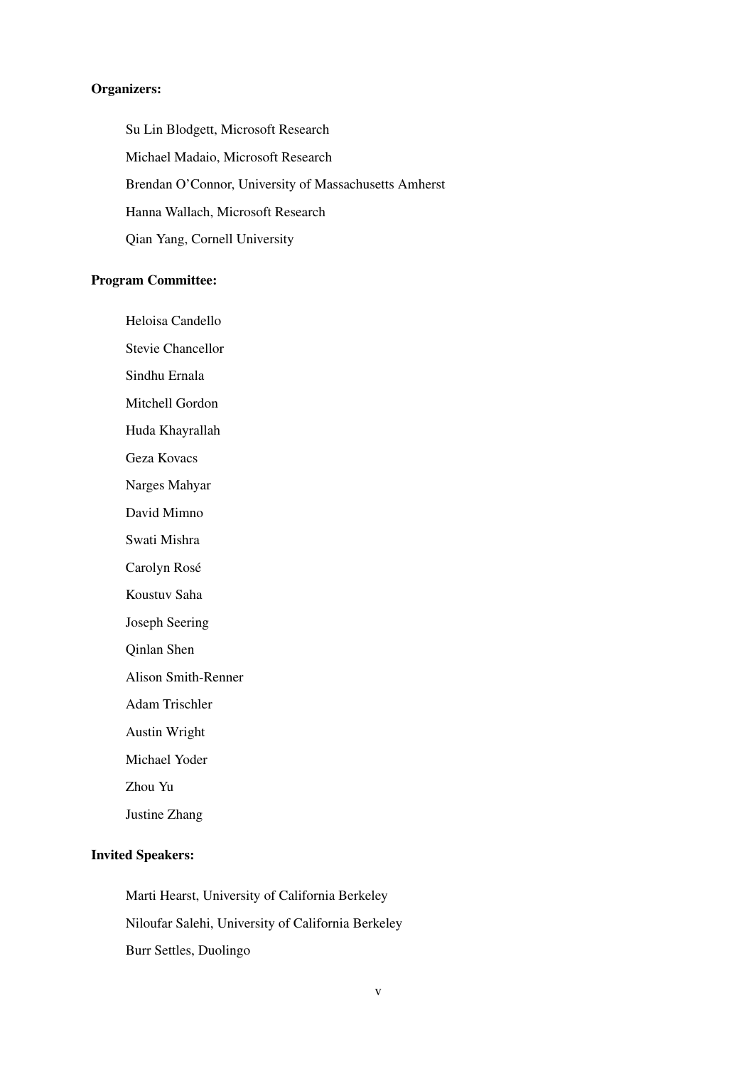**Organizers:**

Su Lin Blodgett, Microsoft Research

Michael Madaio, Microsoft Research

Brendan O'Connor, University of Massachusetts Amherst

Hanna Wallach, Microsoft Research

Qian Yang, Cornell University

**Program Committee:**

Heloisa Candello

Stevie Chancellor

Sindhu Ernala

Mitchell Gordon

Huda Khayrallah

Geza Kovacs

Narges Mahyar

David Mimno

Swati Mishra

Carolyn Rosé

Koustuv Saha

Joseph Seering

Qinlan Shen

Alison Smith-Renner

Adam Trischler

Austin Wright

Michael Yoder

Zhou Yu

Justine Zhang

**Invited Speakers:**

Marti Hearst, University of California Berkeley

Niloufar Salehi, University of California Berkeley

Burr Settles, Duolingo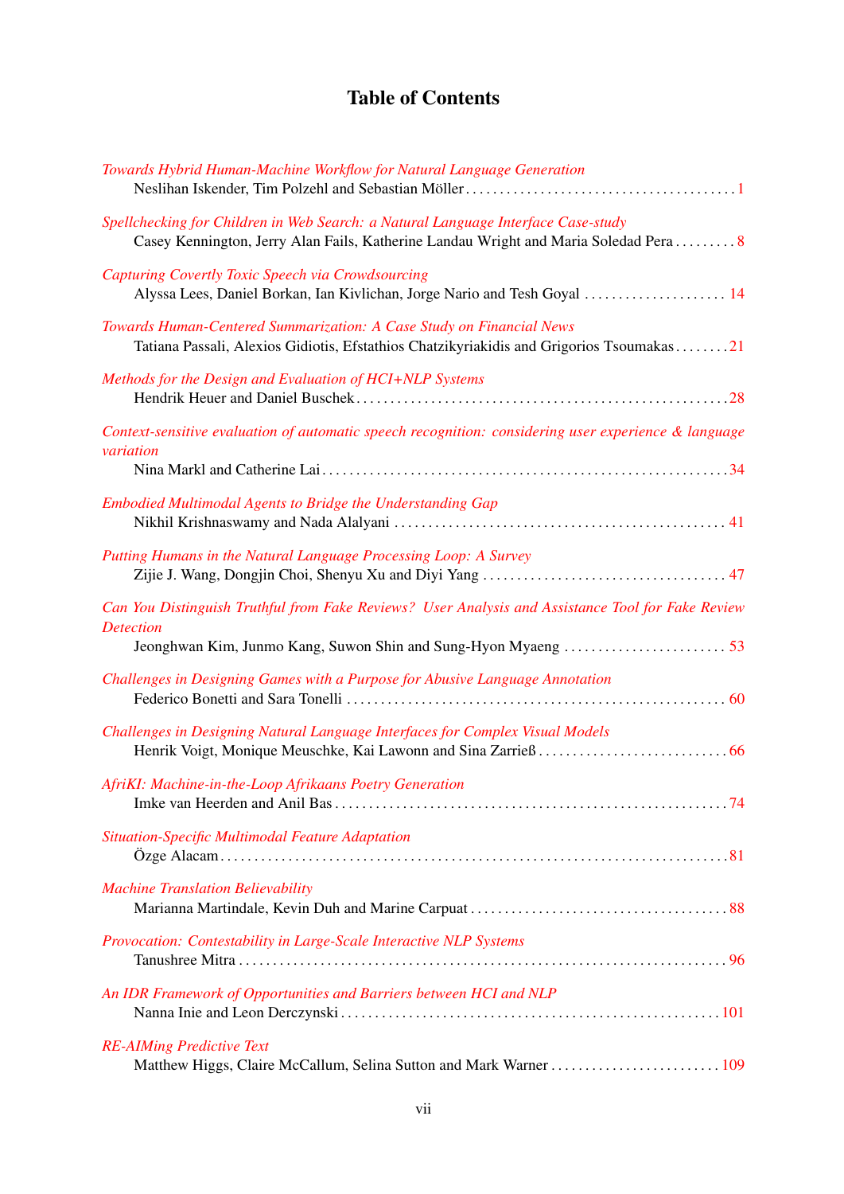# Table of Contents

*Towards Hybrid Human-Machine Workflow for Natural Language Generation*
Neslihan Iskender, Tim Polzehl and Sebastian Möller . . . . . 1

*Spellchecking for Children in Web Search: a Natural Language Interface Case-study*
Casey Kennington, Jerry Alan Fails, Katherine Landau Wright and Maria Soledad Pera . . . . . 8

*Capturing Covertly Toxic Speech via Crowdsourcing*
Alyssa Lees, Daniel Borkan, Ian Kivlichan, Jorge Nario and Tesh Goyal . . . . . 14

*Towards Human-Centered Summarization: A Case Study on Financial News*
Tatiana Passali, Alexios Gidiotis, Efstathios Chatzikyriakidis and Grigorios Tsoumakas . . . . . 21

*Methods for the Design and Evaluation of HCI+NLP Systems*
Hendrik Heuer and Daniel Buschek . . . . . 28

*Context-sensitive evaluation of automatic speech recognition: considering user experience & language variation*
Nina Markl and Catherine Lai . . . . . 34

*Embodied Multimodal Agents to Bridge the Understanding Gap*
Nikhil Krishnaswamy and Nada Alalyani . . . . . 41

*Putting Humans in the Natural Language Processing Loop: A Survey*
Zijie J. Wang, Dongjin Choi, Shenyu Xu and Diyi Yang . . . . . 47

*Can You Distinguish Truthful from Fake Reviews? User Analysis and Assistance Tool for Fake Review Detection*
Jeonghwan Kim, Junmo Kang, Suwon Shin and Sung-Hyon Myaeng . . . . . 53

*Challenges in Designing Games with a Purpose for Abusive Language Annotation*
Federico Bonetti and Sara Tonelli . . . . . 60

*Challenges in Designing Natural Language Interfaces for Complex Visual Models*
Henrik Voigt, Monique Meuschke, Kai Lawonn and Sina Zarrieß . . . . . 66

*AfriKI: Machine-in-the-Loop Afrikaans Poetry Generation*
Imke van Heerden and Anil Bas . . . . . 74

*Situation-Specific Multimodal Feature Adaptation*
Özge Alacam . . . . . 81

*Machine Translation Believability*
Marianna Martindale, Kevin Duh and Marine Carpuat . . . . . 88

*Provocation: Contestability in Large-Scale Interactive NLP Systems*
Tanushree Mitra . . . . . 96

*An IDR Framework of Opportunities and Barriers between HCI and NLP*
Nanna Inie and Leon Derczynski . . . . . 101

*RE-AIMing Predictive Text*
Matthew Higgs, Claire McCallum, Selina Sutton and Mark Warner . . . . . 109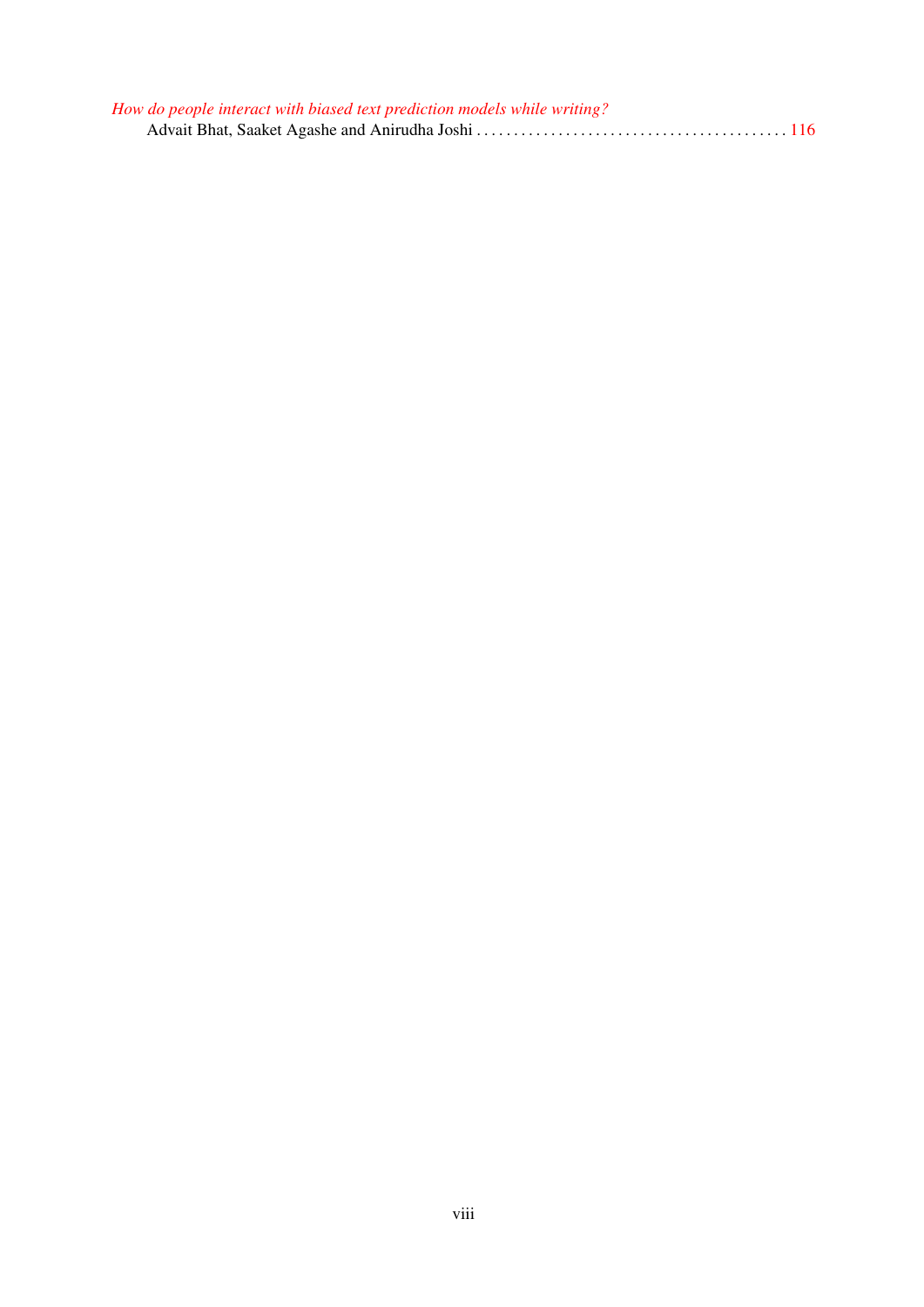*How do people interact with biased text prediction models while writing?*
Advait Bhat, Saaket Agashe and Anirudha Joshi . . . . . . . . . . . . . . . . . . . . . . . . . . . . . . . . . . . . . . . . . . 116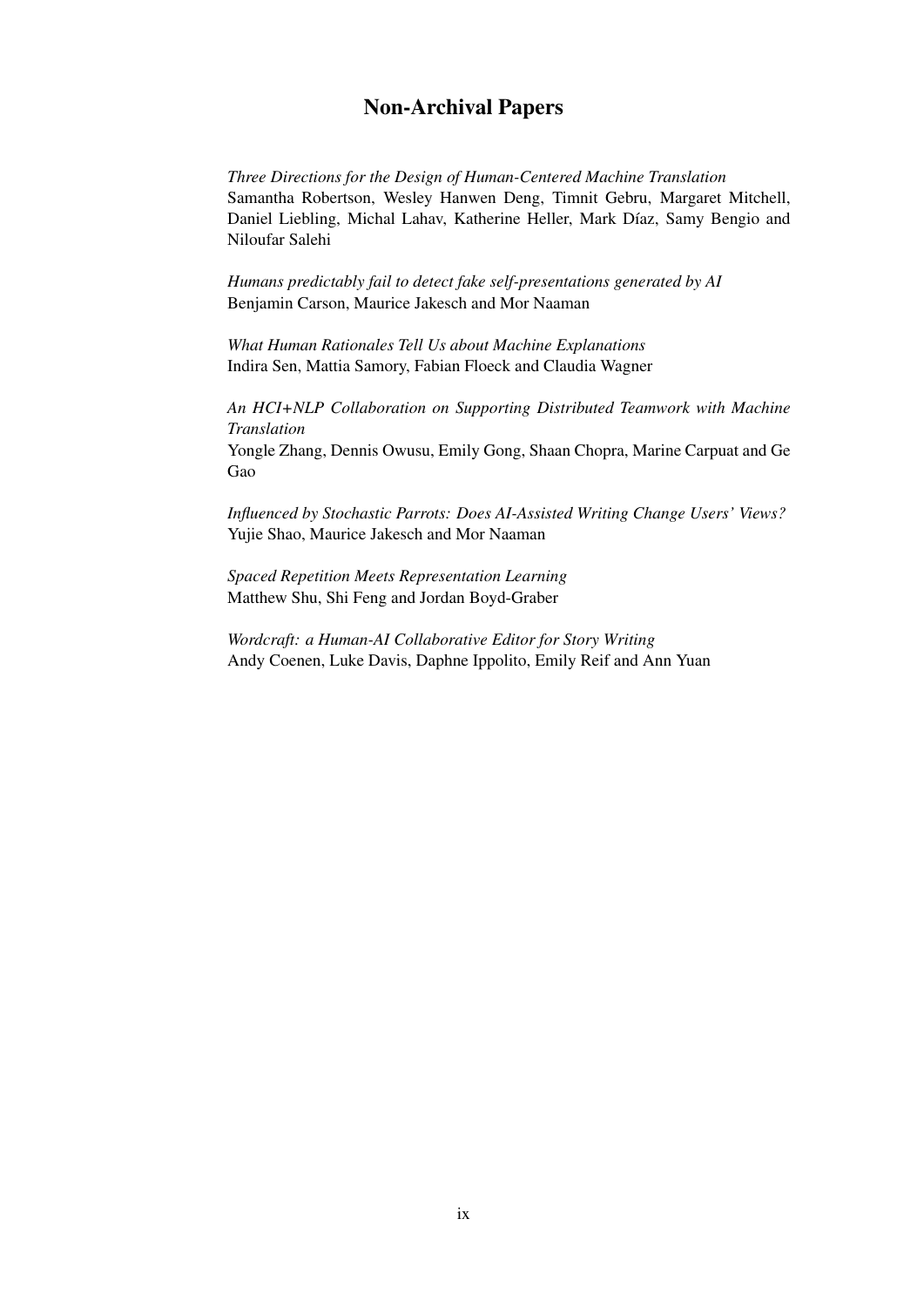## Non-Archival Papers

*Three Directions for the Design of Human-Centered Machine Translation*
Samantha Robertson, Wesley Hanwen Deng, Timnit Gebru, Margaret Mitchell, Daniel Liebling, Michal Lahav, Katherine Heller, Mark Díaz, Samy Bengio and Niloufar Salehi

*Humans predictably fail to detect fake self-presentations generated by AI*
Benjamin Carson, Maurice Jakesch and Mor Naaman

*What Human Rationales Tell Us about Machine Explanations*
Indira Sen, Mattia Samory, Fabian Floeck and Claudia Wagner

*An HCI+NLP Collaboration on Supporting Distributed Teamwork with Machine Translation*
Yongle Zhang, Dennis Owusu, Emily Gong, Shaan Chopra, Marine Carpuat and Ge Gao

*Influenced by Stochastic Parrots: Does AI-Assisted Writing Change Users' Views?*
Yujie Shao, Maurice Jakesch and Mor Naaman

*Spaced Repetition Meets Representation Learning*
Matthew Shu, Shi Feng and Jordan Boyd-Graber

*Wordcraft: a Human-AI Collaborative Editor for Story Writing*
Andy Coenen, Luke Davis, Daphne Ippolito, Emily Reif and Ann Yuan